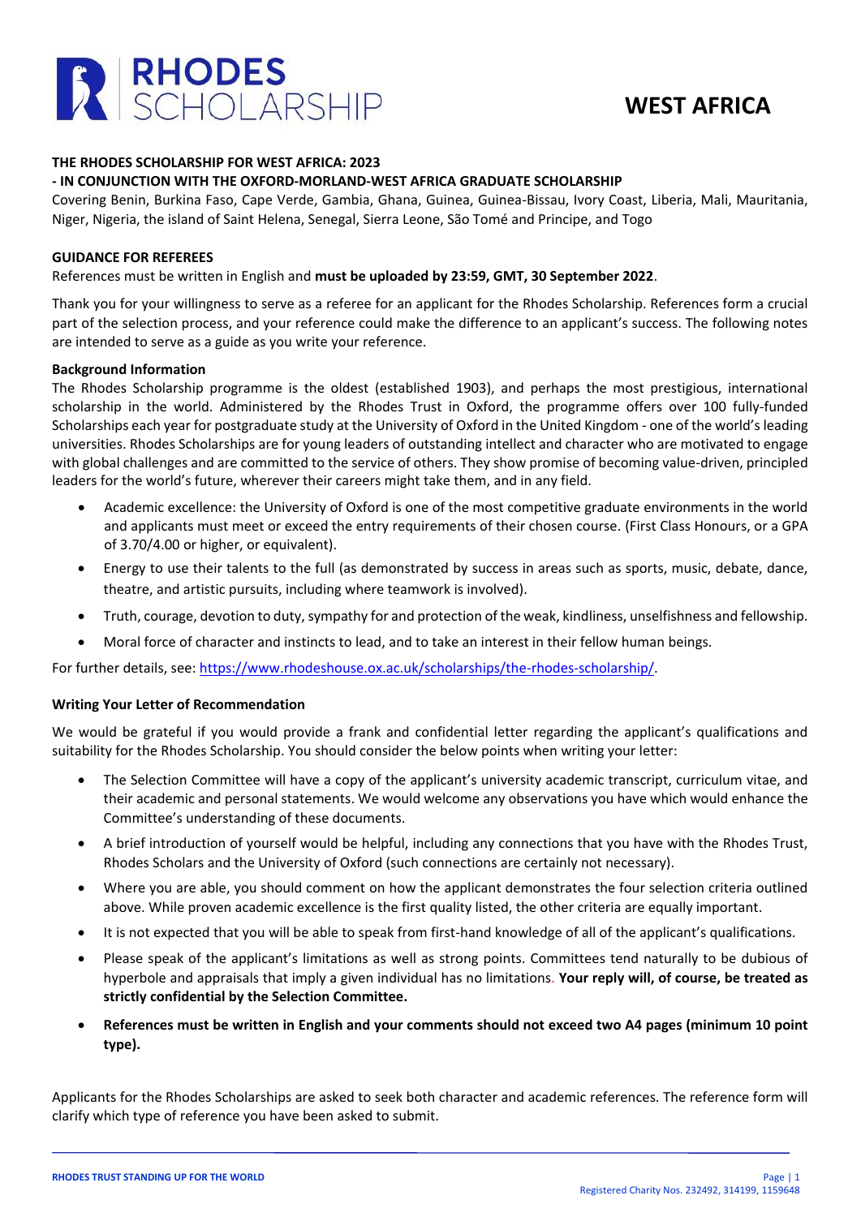# RHODES SCHOLARSHIP

## WEST AFRICA

**THE RHODES SCHOLARSHIP FOR WEST AFRICA: 2023**

**- IN CONJUNCTION WITH THE OXFORD-MORLAND-WEST AFRICA GRADUATE SCHOLARSHIP**

Covering Benin, Burkina Faso, Cape Verde, Gambia, Ghana, Guinea, Guinea-Bissau, Ivory Coast, Liberia, Mali, Mauritania, Niger, Nigeria, the island of Saint Helena, Senegal, Sierra Leone, São Tomé and Principe, and Togo

**GUIDANCE FOR REFEREES**

References must be written in English and **must be uploaded by 23:59, GMT, 30 September 2022**.

Thank you for your willingness to serve as a referee for an applicant for the Rhodes Scholarship. References form a crucial part of the selection process, and your reference could make the difference to an applicant's success. The following notes are intended to serve as a guide as you write your reference.

**Background Information**

The Rhodes Scholarship programme is the oldest (established 1903), and perhaps the most prestigious, international scholarship in the world. Administered by the Rhodes Trust in Oxford, the programme offers over 100 fully-funded Scholarships each year for postgraduate study at the University of Oxford in the United Kingdom - one of the world's leading universities. Rhodes Scholarships are for young leaders of outstanding intellect and character who are motivated to engage with global challenges and are committed to the service of others. They show promise of becoming value-driven, principled leaders for the world's future, wherever their careers might take them, and in any field.

- Academic excellence: the University of Oxford is one of the most competitive graduate environments in the world and applicants must meet or exceed the entry requirements of their chosen course. (First Class Honours, or a GPA of 3.70/4.00 or higher, or equivalent).
- Energy to use their talents to the full (as demonstrated by success in areas such as sports, music, debate, dance, theatre, and artistic pursuits, including where teamwork is involved).
- Truth, courage, devotion to duty, sympathy for and protection of the weak, kindliness, unselfishness and fellowship.
- Moral force of character and instincts to lead, and to take an interest in their fellow human beings.

For further details, see: https://www.rhodeshouse.ox.ac.uk/scholarships/the-rhodes-scholarship/.

**Writing Your Letter of Recommendation**

We would be grateful if you would provide a frank and confidential letter regarding the applicant's qualifications and suitability for the Rhodes Scholarship. You should consider the below points when writing your letter:

- The Selection Committee will have a copy of the applicant's university academic transcript, curriculum vitae, and their academic and personal statements. We would welcome any observations you have which would enhance the Committee's understanding of these documents.
- A brief introduction of yourself would be helpful, including any connections that you have with the Rhodes Trust, Rhodes Scholars and the University of Oxford (such connections are certainly not necessary).
- Where you are able, you should comment on how the applicant demonstrates the four selection criteria outlined above. While proven academic excellence is the first quality listed, the other criteria are equally important.
- It is not expected that you will be able to speak from first-hand knowledge of all of the applicant's qualifications.
- Please speak of the applicant's limitations as well as strong points. Committees tend naturally to be dubious of hyperbole and appraisals that imply a given individual has no limitations. **Your reply will, of course, be treated as strictly confidential by the Selection Committee.**
- **References must be written in English and your comments should not exceed two A4 pages (minimum 10 point type).**

Applicants for the Rhodes Scholarships are asked to seek both character and academic references. The reference form will clarify which type of reference you have been asked to submit.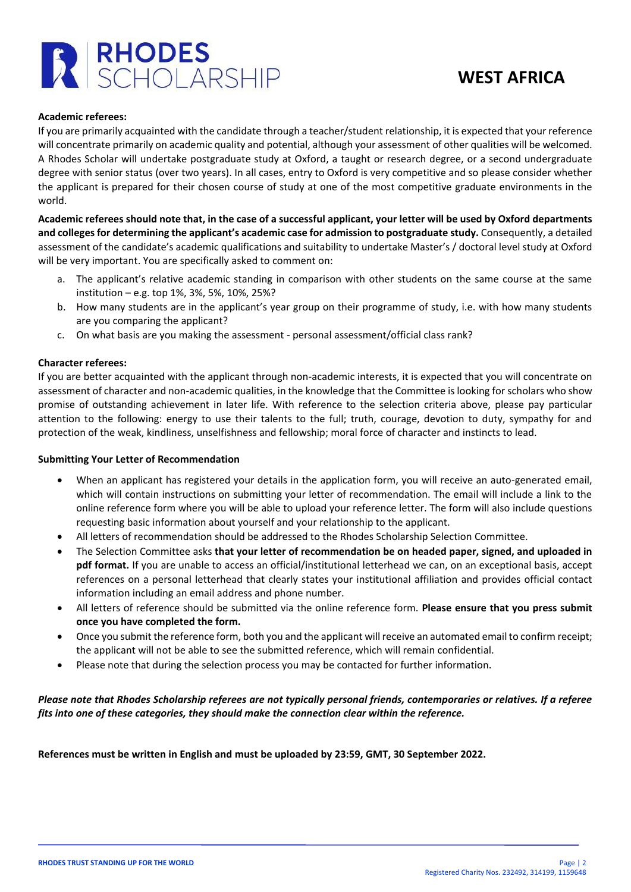**Academic referees:**

If you are primarily acquainted with the candidate through a teacher/student relationship, it is expected that your reference will concentrate primarily on academic quality and potential, although your assessment of other qualities will be welcomed. A Rhodes Scholar will undertake postgraduate study at Oxford, a taught or research degree, or a second undergraduate degree with senior status (over two years). In all cases, entry to Oxford is very competitive and so please consider whether the applicant is prepared for their chosen course of study at one of the most competitive graduate environments in the world.

**Academic referees should note that, in the case of a successful applicant, your letter will be used by Oxford departments and colleges for determining the applicant's academic case for admission to postgraduate study.** Consequently, a detailed assessment of the candidate's academic qualifications and suitability to undertake Master's / doctoral level study at Oxford will be very important. You are specifically asked to comment on:

a. The applicant's relative academic standing in comparison with other students on the same course at the same institution – e.g. top 1%, 3%, 5%, 10%, 25%?
b. How many students are in the applicant's year group on their programme of study, i.e. with how many students are you comparing the applicant?
c. On what basis are you making the assessment - personal assessment/official class rank?

**Character referees:**

If you are better acquainted with the applicant through non-academic interests, it is expected that you will concentrate on assessment of character and non-academic qualities, in the knowledge that the Committee is looking for scholars who show promise of outstanding achievement in later life. With reference to the selection criteria above, please pay particular attention to the following: energy to use their talents to the full; truth, courage, devotion to duty, sympathy for and protection of the weak, kindliness, unselfishness and fellowship; moral force of character and instincts to lead.

**Submitting Your Letter of Recommendation**

- When an applicant has registered your details in the application form, you will receive an auto-generated email, which will contain instructions on submitting your letter of recommendation. The email will include a link to the online reference form where you will be able to upload your reference letter. The form will also include questions requesting basic information about yourself and your relationship to the applicant.
- All letters of recommendation should be addressed to the Rhodes Scholarship Selection Committee.
- The Selection Committee asks **that your letter of recommendation be on headed paper, signed, and uploaded in pdf format.** If you are unable to access an official/institutional letterhead we can, on an exceptional basis, accept references on a personal letterhead that clearly states your institutional affiliation and provides official contact information including an email address and phone number.
- All letters of reference should be submitted via the online reference form. **Please ensure that you press submit once you have completed the form.**
- Once you submit the reference form, both you and the applicant will receive an automated email to confirm receipt; the applicant will not be able to see the submitted reference, which will remain confidential.
- Please note that during the selection process you may be contacted for further information.

***Please note that Rhodes Scholarship referees are not typically personal friends, contemporaries or relatives. If a referee fits into one of these categories, they should make the connection clear within the reference.***

**References must be written in English and must be uploaded by 23:59, GMT, 30 September 2022.**